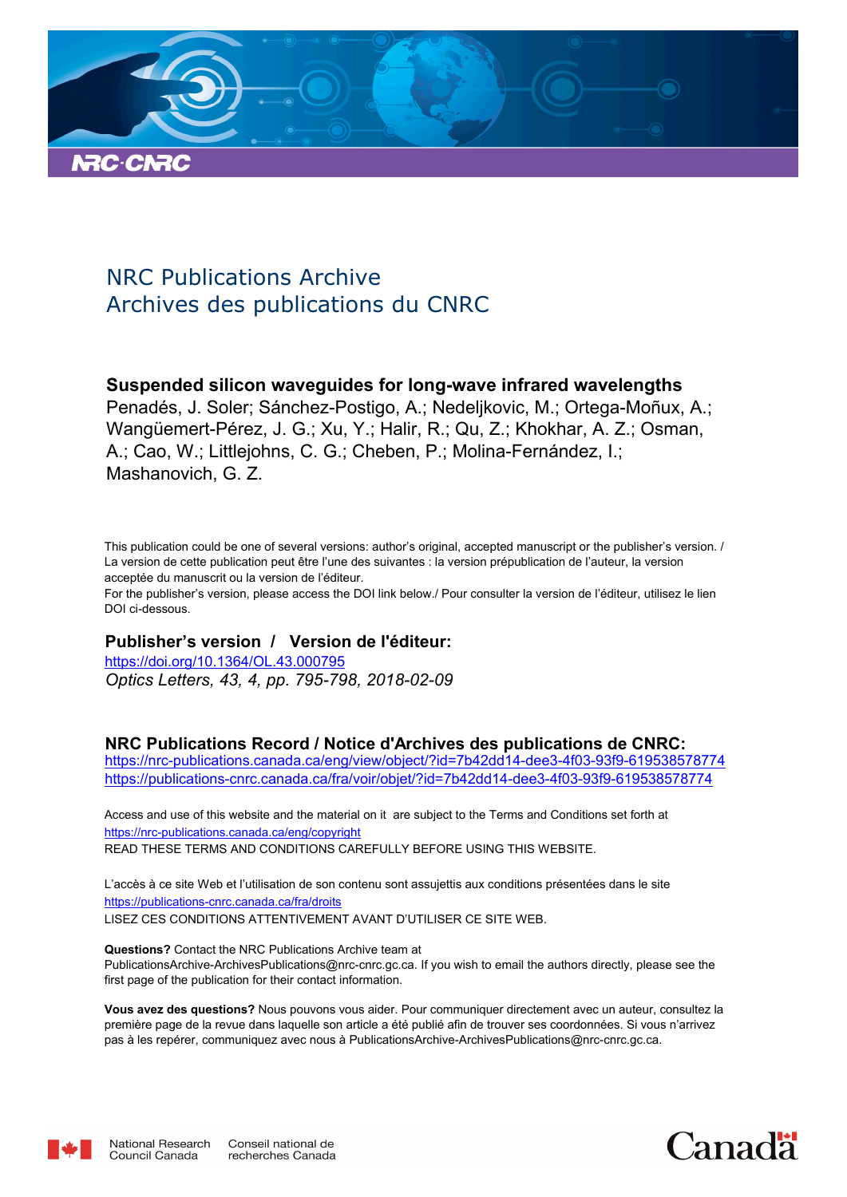NRC Publications Archive
Archives des publications du CNRC

**Suspended silicon waveguides for long-wave infrared wavelengths**
Penadés, J. Soler; Sánchez-Postigo, A.; Nedeljkovic, M.; Ortega-Moñux, A.; Wangüemert-Pérez, J. G.; Xu, Y.; Halir, R.; Qu, Z.; Khokhar, A. Z.; Osman, A.; Cao, W.; Littlejohns, C. G.; Cheben, P.; Molina-Fernández, I.; Mashanovich, G. Z.

This publication could be one of several versions: author's original, accepted manuscript or the publisher's version. / La version de cette publication peut être l'une des suivantes : la version prépublication de l'auteur, la version acceptée du manuscrit ou la version de l'éditeur.

For the publisher's version, please access the DOI link below./ Pour consulter la version de l'éditeur, utilisez le lien DOI ci-dessous.

**Publisher's version / Version de l'éditeur:**

https://doi.org/10.1364/OL.43.000795
*Optics Letters, 43, 4, pp. 795-798, 2018-02-09*

**NRC Publications Record / Notice d'Archives des publications de CNRC:**

https://nrc-publications.canada.ca/eng/view/object/?id=7b42dd14-dee3-4f03-93f9-619538578774
https://publications-cnrc.canada.ca/fra/voir/objet/?id=7b42dd14-dee3-4f03-93f9-619538578774

Access and use of this website and the material on it are subject to the Terms and Conditions set forth at https://nrc-publications.canada.ca/eng/copyright
READ THESE TERMS AND CONDITIONS CAREFULLY BEFORE USING THIS WEBSITE.

L'accès à ce site Web et l'utilisation de son contenu sont assujettis aux conditions présentées dans le site https://publications-cnrc.canada.ca/fra/droits
LISEZ CES CONDITIONS ATTENTIVEMENT AVANT D'UTILISER CE SITE WEB.

**Questions?** Contact the NRC Publications Archive team at PublicationsArchive-ArchivesPublications@nrc-cnrc.gc.ca. If you wish to email the authors directly, please see the first page of the publication for their contact information.

**Vous avez des questions?** Nous pouvons vous aider. Pour communiquer directement avec un auteur, consultez la première page de la revue dans laquelle son article a été publié afin de trouver ses coordonnées. Si vous n'arrivez pas à les repérer, communiquez avec nous à PublicationsArchive-ArchivesPublications@nrc-cnrc.gc.ca.

National Research Council Canada — Conseil national de recherches Canada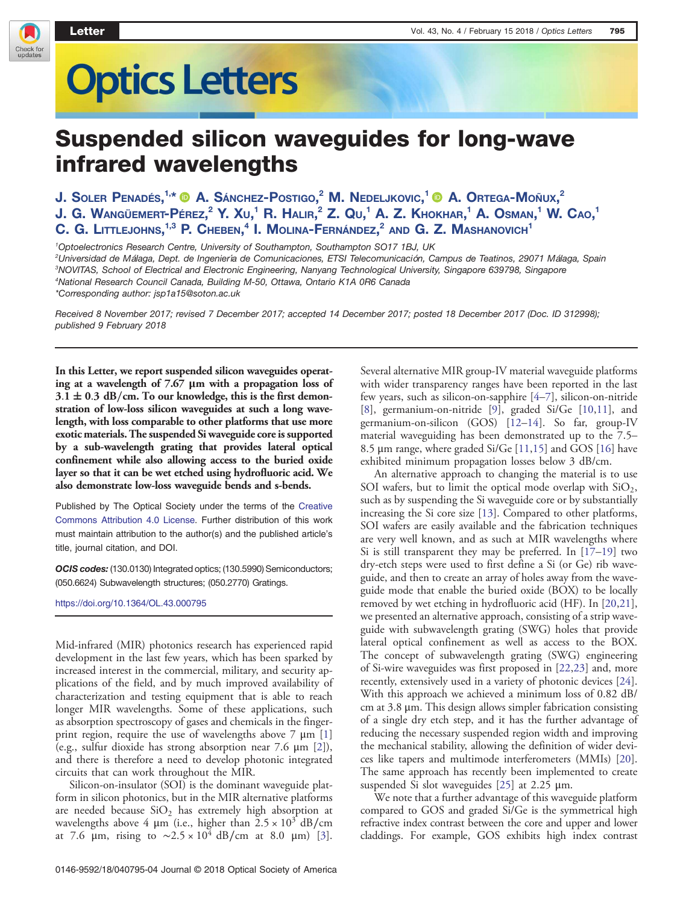# Suspended silicon waveguides for long-wave infrared wavelengths

**J. Soler Penadés,[1,*] A. Sánchez-Postigo,[2] M. Nedeljkovic,[1] A. Ortega-Moñux,[2] J. G. Wangüemert-Pérez,[2] Y. Xu,[1] R. Halir,[2] Z. Qu,[1] A. Z. Khokhar,[1] A. Osman,[1] W. Cao,[1] C. G. Littlejohns,[1,3] P. Cheben,[4] I. Molina-Fernández,[2] and G. Z. Mashanovich[1]**

[1]Optoelectronics Research Centre, University of Southampton, Southampton SO17 1BJ, UK
[2]Universidad de Málaga, Dept. de Ingeniería de Comunicaciones, ETSI Telecomunicación, Campus de Teatinos, 29071 Málaga, Spain
[3]NOVITAS, School of Electrical and Electronic Engineering, Nanyang Technological University, Singapore 639798, Singapore
[4]National Research Council Canada, Building M-50, Ottawa, Ontario K1A 0R6 Canada
*Corresponding author: jsp1a15@soton.ac.uk

*Received 8 November 2017; revised 7 December 2017; accepted 14 December 2017; posted 18 December 2017 (Doc. ID 312998); published 9 February 2018*

**In this Letter, we report suspended silicon waveguides operating at a wavelength of 7.67 μm with a propagation loss of 3.1 ± 0.3 dB/cm. To our knowledge, this is the first demonstration of low-loss silicon waveguides at such a long wavelength, with loss comparable to other platforms that use more exotic materials. The suspended Si waveguide core is supported by a sub-wavelength grating that provides lateral optical confinement while also allowing access to the buried oxide layer so that it can be wet etched using hydrofluoric acid. We also demonstrate low-loss waveguide bends and s-bends.**

Published by The Optical Society under the terms of the Creative Commons Attribution 4.0 License. Further distribution of this work must maintain attribution to the author(s) and the published article's title, journal citation, and DOI.

***OCIS codes:*** (130.0130) Integrated optics; (130.5990) Semiconductors; (050.6624) Subwavelength structures; (050.2770) Gratings.

https://doi.org/10.1364/OL.43.000795

Mid-infrared (MIR) photonics research has experienced rapid development in the last few years, which has been sparked by increased interest in the commercial, military, and security applications of the field, and by much improved availability of characterization and testing equipment that is able to reach longer MIR wavelengths. Some of these applications, such as absorption spectroscopy of gases and chemicals in the fingerprint region, require the use of wavelengths above 7 μm [1] (e.g., sulfur dioxide has strong absorption near 7.6 μm [2]), and there is therefore a need to develop photonic integrated circuits that can work throughout the MIR.

Silicon-on-insulator (SOI) is the dominant waveguide platform in silicon photonics, but in the MIR alternative platforms are needed because $SiO_2$ has extremely high absorption at wavelengths above 4 μm (i.e., higher than $2.5 \times 10^3$ dB/cm at 7.6 μm, rising to $\sim 2.5 \times 10^4$ dB/cm at 8.0 μm) [3]. Several alternative MIR group-IV material waveguide platforms with wider transparency ranges have been reported in the last few years, such as silicon-on-sapphire [4–7], silicon-on-nitride [8], germanium-on-nitride [9], graded Si/Ge [10,11], and germanium-on-silicon (GOS) [12–14]. So far, group-IV material waveguiding has been demonstrated up to the 7.5–8.5 μm range, where graded Si/Ge [11,15] and GOS [16] have exhibited minimum propagation losses below 3 dB/cm.

An alternative approach to changing the material is to use SOI wafers, but to limit the optical mode overlap with $SiO_2$, such as by suspending the Si waveguide core or by substantially increasing the Si core size [13]. Compared to other platforms, SOI wafers are easily available and the fabrication techniques are very well known, and as such at MIR wavelengths where Si is still transparent they may be preferred. In [17–19] two dry-etch steps were used to first define a Si (or Ge) rib waveguide, and then to create an array of holes away from the waveguide mode that enable the buried oxide (BOX) to be locally removed by wet etching in hydrofluoric acid (HF). In [20,21], we presented an alternative approach, consisting of a strip waveguide with subwavelength grating (SWG) holes that provide lateral optical confinement as well as access to the BOX. The concept of subwavelength grating (SWG) engineering of Si-wire waveguides was first proposed in [22,23] and, more recently, extensively used in a variety of photonic devices [24]. With this approach we achieved a minimum loss of 0.82 dB/cm at 3.8 μm. This design allows simpler fabrication consisting of a single dry etch step, and it has the further advantage of reducing the necessary suspended region width and improving the mechanical stability, allowing the definition of wider devices like tapers and multimode interferometers (MMIs) [20]. The same approach has recently been implemented to create suspended Si slot waveguides [25] at 2.25 μm.

We note that a further advantage of this waveguide platform compared to GOS and graded Si/Ge is the symmetrical high refractive index contrast between the core and upper and lower claddings. For example, GOS exhibits high index contrast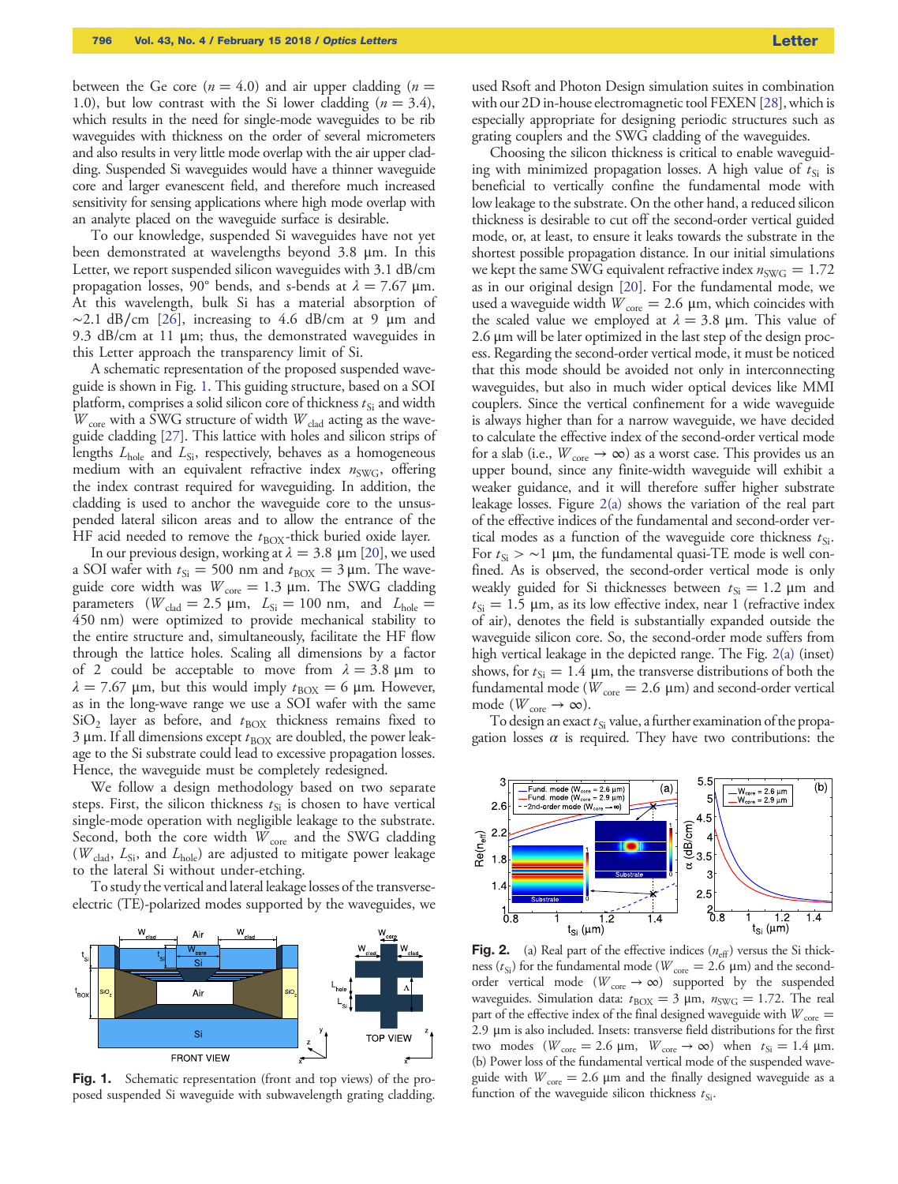between the Ge core ($n = 4.0$) and air upper cladding ($n = 1.0$), but low contrast with the Si lower cladding ($n = 3.4$), which results in the need for single-mode waveguides to be rib waveguides with thickness on the order of several micrometers and also results in very little mode overlap with the air upper cladding. Suspended Si waveguides would have a thinner waveguide core and larger evanescent field, and therefore much increased sensitivity for sensing applications where high mode overlap with an analyte placed on the waveguide surface is desirable.

To our knowledge, suspended Si waveguides have not yet been demonstrated at wavelengths beyond 3.8 μm. In this Letter, we report suspended silicon waveguides with 3.1 dB/cm propagation losses, 90° bends, and s-bends at $\lambda = 7.67$ μm. At this wavelength, bulk Si has a material absorption of ~2.1 dB/cm [26], increasing to 4.6 dB/cm at 9 μm and 9.3 dB/cm at 11 μm; thus, the demonstrated waveguides in this Letter approach the transparency limit of Si.

A schematic representation of the proposed suspended waveguide is shown in Fig. 1. This guiding structure, based on a SOI platform, comprises a solid silicon core of thickness $t_{Si}$ and width $W_{core}$ with a SWG structure of width $W_{clad}$ acting as the waveguide cladding [27]. This lattice with holes and silicon strips of lengths $L_{hole}$ and $L_{Si}$, respectively, behaves as a homogeneous medium with an equivalent refractive index $n_{SWG}$, offering the index contrast required for waveguiding. In addition, the cladding is used to anchor the waveguide core to the unsuspended lateral silicon areas and to allow the entrance of the HF acid needed to remove the $t_{BOX}$-thick buried oxide layer.

In our previous design, working at $\lambda = 3.8$ μm [20], we used a SOI wafer with $t_{Si} = 500$ nm and $t_{BOX} = 3$ μm. The waveguide core width was $W_{core} = 1.3$ μm. The SWG cladding parameters ($W_{clad} = 2.5$ μm, $L_{Si} = 100$ nm, and $L_{hole} = 450$ nm) were optimized to provide mechanical stability to the entire structure and, simultaneously, facilitate the HF flow through the lattice holes. Scaling all dimensions by a factor of 2 could be acceptable to move from $\lambda = 3.8$ μm to $\lambda = 7.67$ μm, but this would imply $t_{BOX} = 6$ μm. However, as in the long-wave range we use a SOI wafer with the same $SiO_2$ layer as before, and $t_{BOX}$ thickness remains fixed to 3 μm. If all dimensions except $t_{BOX}$ are doubled, the power leakage to the Si substrate could lead to excessive propagation losses. Hence, the waveguide must be completely redesigned.

We follow a design methodology based on two separate steps. First, the silicon thickness $t_{Si}$ is chosen to have vertical single-mode operation with negligible leakage to the substrate. Second, both the core width $W_{core}$ and the SWG cladding ($W_{clad}$, $L_{Si}$, and $L_{hole}$) are adjusted to mitigate power leakage to the lateral Si without under-etching.

To study the vertical and lateral leakage losses of the transverse-electric (TE)-polarized modes supported by the waveguides, we used Rsoft and Photon Design simulation suites in combination with our 2D in-house electromagnetic tool FEXEN [28], which is especially appropriate for designing periodic structures such as grating couplers and the SWG cladding of the waveguides.

Choosing the silicon thickness is critical to enable waveguiding with minimized propagation losses. A high value of $t_{Si}$ is beneficial to vertically confine the fundamental mode with low leakage to the substrate. On the other hand, a reduced silicon thickness is desirable to cut off the second-order vertical guided mode, or, at least, to ensure it leaks towards the substrate in the shortest possible propagation distance. In our initial simulations we kept the same SWG equivalent refractive index $n_{SWG} = 1.72$ as in our original design [20]. For the fundamental mode, we used a waveguide width $W_{core} = 2.6$ μm, which coincides with the scaled value we employed at $\lambda = 3.8$ μm. This value of 2.6 μm will be later optimized in the last step of the design process. Regarding the second-order vertical mode, it must be noticed that this mode should be avoided not only in interconnecting waveguides, but also in much wider optical devices like MMI couplers. Since the vertical confinement for a wide waveguide is always higher than for a narrow waveguide, we have decided to calculate the effective index of the second-order vertical mode for a slab (i.e., $W_{core} \to \infty$) as a worst case. This provides us an upper bound, since any finite-width waveguide will exhibit a weaker guidance, and it will therefore suffer higher substrate leakage losses. Figure 2(a) shows the variation of the real part of the effective indices of the fundamental and second-order vertical modes as a function of the waveguide core thickness $t_{Si}$. For $t_{Si} > \sim 1$ μm, the fundamental quasi-TE mode is well confined. As is observed, the second-order vertical mode is only weakly guided for Si thicknesses between $t_{Si} = 1.2$ μm and $t_{Si} = 1.5$ μm, as its low effective index, near 1 (refractive index of air), denotes the field is substantially expanded outside the waveguide silicon core. So, the second-order mode suffers from high vertical leakage in the depicted range. The Fig. 2(a) (inset) shows, for $t_{Si} = 1.4$ μm, the transverse distributions of both the fundamental mode ($W_{core} = 2.6$ μm) and second-order vertical mode ($W_{core} \to \infty$).

To design an exact $t_{Si}$ value, a further examination of the propagation losses $\alpha$ is required. They have two contributions: the

**Fig. 1.** Schematic representation (front and top views) of the proposed suspended Si waveguide with subwavelength grating cladding.

**Fig. 2.** (a) Real part of the effective indices ($n_{eff}$) versus the Si thickness ($t_{Si}$) for the fundamental mode ($W_{core} = 2.6$ μm) and the second-order vertical mode ($W_{core} \to \infty$) supported by the suspended waveguides. Simulation data: $t_{BOX} = 3$ μm, $n_{SWG} = 1.72$. The real part of the effective index of the final designed waveguide with $W_{core} = 2.9$ μm is also included. Insets: transverse field distributions for the first two modes ($W_{core} = 2.6$ μm, $W_{core} \to \infty$) when $t_{Si} = 1.4$ μm. (b) Power loss of the fundamental vertical mode of the suspended waveguide with $W_{core} = 2.6$ μm and the finally designed waveguide as a function of the waveguide silicon thickness $t_{Si}$.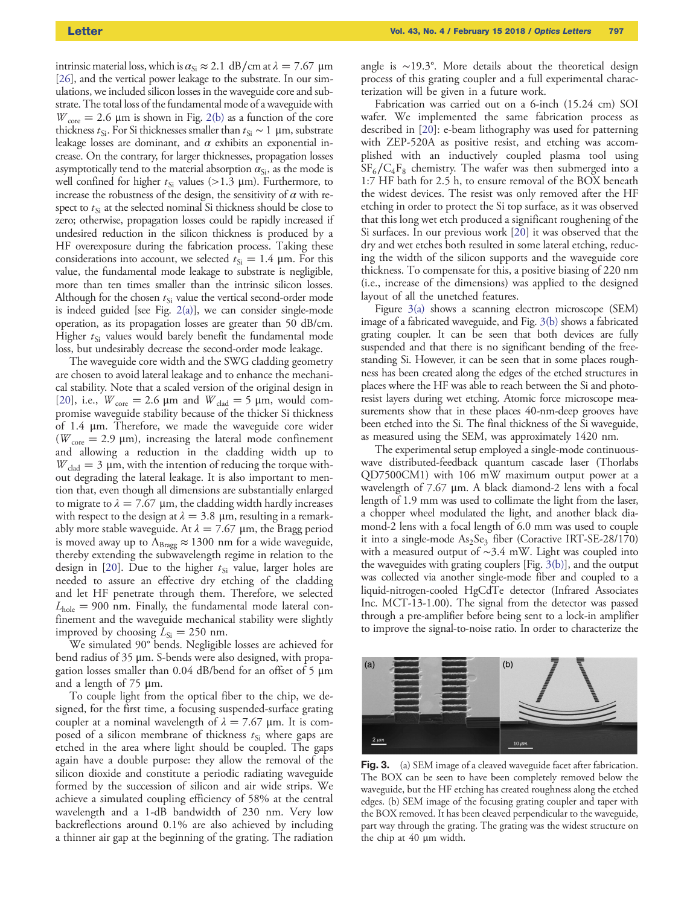intrinsic material loss, which is $\alpha_{Si} \approx 2.1$ dB/cm at $\lambda = 7.67$ μm [26], and the vertical power leakage to the substrate. In our simulations, we included silicon losses in the waveguide core and substrate. The total loss of the fundamental mode of a waveguide with $W_{core} = 2.6$ μm is shown in Fig. 2(b) as a function of the core thickness $t_{Si}$. For Si thicknesses smaller than $t_{Si} \sim 1$ μm, substrate leakage losses are dominant, and $\alpha$ exhibits an exponential increase. On the contrary, for larger thicknesses, propagation losses asymptotically tend to the material absorption $\alpha_{Si}$, as the mode is well confined for higher $t_{Si}$ values (>1.3 μm). Furthermore, to increase the robustness of the design, the sensitivity of $\alpha$ with respect to $t_{Si}$ at the selected nominal Si thickness should be close to zero; otherwise, propagation losses could be rapidly increased if undesired reduction in the silicon thickness is produced by a HF overexposure during the fabrication process. Taking these considerations into account, we selected $t_{Si} = 1.4$ μm. For this value, the fundamental mode leakage to substrate is negligible, more than ten times smaller than the intrinsic silicon losses. Although for the chosen $t_{Si}$ value the vertical second-order mode is indeed guided [see Fig. 2(a)], we can consider single-mode operation, as its propagation losses are greater than 50 dB/cm. Higher $t_{Si}$ values would barely benefit the fundamental mode loss, but undesirably decrease the second-order mode leakage.

The waveguide core width and the SWG cladding geometry are chosen to avoid lateral leakage and to enhance the mechanical stability. Note that a scaled version of the original design in [20], i.e., $W_{core} = 2.6$ μm and $W_{clad} = 5$ μm, would compromise waveguide stability because of the thicker Si thickness of 1.4 μm. Therefore, we made the waveguide core wider ($W_{core} = 2.9$ μm), increasing the lateral mode confinement and allowing a reduction in the cladding width up to $W_{clad} = 3$ μm, with the intention of reducing the torque without degrading the lateral leakage. It is also important to mention that, even though all dimensions are substantially enlarged to migrate to $\lambda = 7.67$ μm, the cladding width hardly increases with respect to the design at $\lambda = 3.8$ μm, resulting in a remarkably more stable waveguide. At $\lambda = 7.67$ μm, the Bragg period is moved away up to $\Lambda_{Bragg} \approx 1300$ nm for a wide waveguide, thereby extending the subwavelength regime in relation to the design in [20]. Due to the higher $t_{Si}$ value, larger holes are needed to assure an effective dry etching of the cladding and let HF penetrate through them. Therefore, we selected $L_{hole} = 900$ nm. Finally, the fundamental mode lateral confinement and the waveguide mechanical stability were slightly improved by choosing $L_{Si} = 250$ nm.

We simulated 90° bends. Negligible losses are achieved for bend radius of 35 μm. S-bends were also designed, with propagation losses smaller than 0.04 dB/bend for an offset of 5 μm and a length of 75 μm.

To couple light from the optical fiber to the chip, we designed, for the first time, a focusing suspended-surface grating coupler at a nominal wavelength of $\lambda = 7.67$ μm. It is composed of a silicon membrane of thickness $t_{Si}$ where gaps are etched in the area where light should be coupled. The gaps again have a double purpose: they allow the removal of the silicon dioxide and constitute a periodic radiating waveguide formed by the succession of silicon and air wide strips. We achieve a simulated coupling efficiency of 58% at the central wavelength and a 1-dB bandwidth of 230 nm. Very low backreflections around 0.1% are also achieved by including a thinner air gap at the beginning of the grating. The radiation angle is ~19.3°. More details about the theoretical design process of this grating coupler and a full experimental characterization will be given in a future work.

Fabrication was carried out on a 6-inch (15.24 cm) SOI wafer. We implemented the same fabrication process as described in [20]: e-beam lithography was used for patterning with ZEP-520A as positive resist, and etching was accomplished with an inductively coupled plasma tool using $SF_6/C_4F_8$ chemistry. The wafer was then submerged into a 1:7 HF bath for 2.5 h, to ensure removal of the BOX beneath the widest devices. The resist was only removed after the HF etching in order to protect the Si top surface, as it was observed that this long wet etch produced a significant roughening of the Si surfaces. In our previous work [20] it was observed that the dry and wet etches both resulted in some lateral etching, reducing the width of the silicon supports and the waveguide core thickness. To compensate for this, a positive biasing of 220 nm (i.e., increase of the dimensions) was applied to the designed layout of all the unetched features.

Figure 3(a) shows a scanning electron microscope (SEM) image of a fabricated waveguide, and Fig. 3(b) shows a fabricated grating coupler. It can be seen that both devices are fully suspended and that there is no significant bending of the free-standing Si. However, it can be seen that in some places roughness has been created along the edges of the etched structures in places where the HF was able to reach between the Si and photoresist layers during wet etching. Atomic force microscope measurements show that in these places 40-nm-deep grooves have been etched into the Si. The final thickness of the Si waveguide, as measured using the SEM, was approximately 1420 nm.

The experimental setup employed a single-mode continuous-wave distributed-feedback quantum cascade laser (Thorlabs QD7500CM1) with 106 mW maximum output power at a wavelength of 7.67 μm. A black diamond-2 lens with a focal length of 1.9 mm was used to collimate the light from the laser, a chopper wheel modulated the light, and another black diamond-2 lens with a focal length of 6.0 mm was used to couple it into a single-mode $As_2Se_3$ fiber (Coractive IRT-SE-28/170) with a measured output of ~3.4 mW. Light was coupled into the waveguides with grating couplers [Fig. 3(b)], and the output was collected via another single-mode fiber and coupled to a liquid-nitrogen-cooled HgCdTe detector (Infrared Associates Inc. MCT-13-1.00). The signal from the detector was passed through a pre-amplifier before being sent to a lock-in amplifier to improve the signal-to-noise ratio. In order to characterize the

**Fig. 3.** (a) SEM image of a cleaved waveguide facet after fabrication. The BOX can be seen to have been completely removed below the waveguide, but the HF etching has created roughness along the etched edges. (b) SEM image of the focusing grating coupler and taper with the BOX removed. It has been cleaved perpendicular to the waveguide, part way through the grating. The grating was the widest structure on the chip at 40 μm width.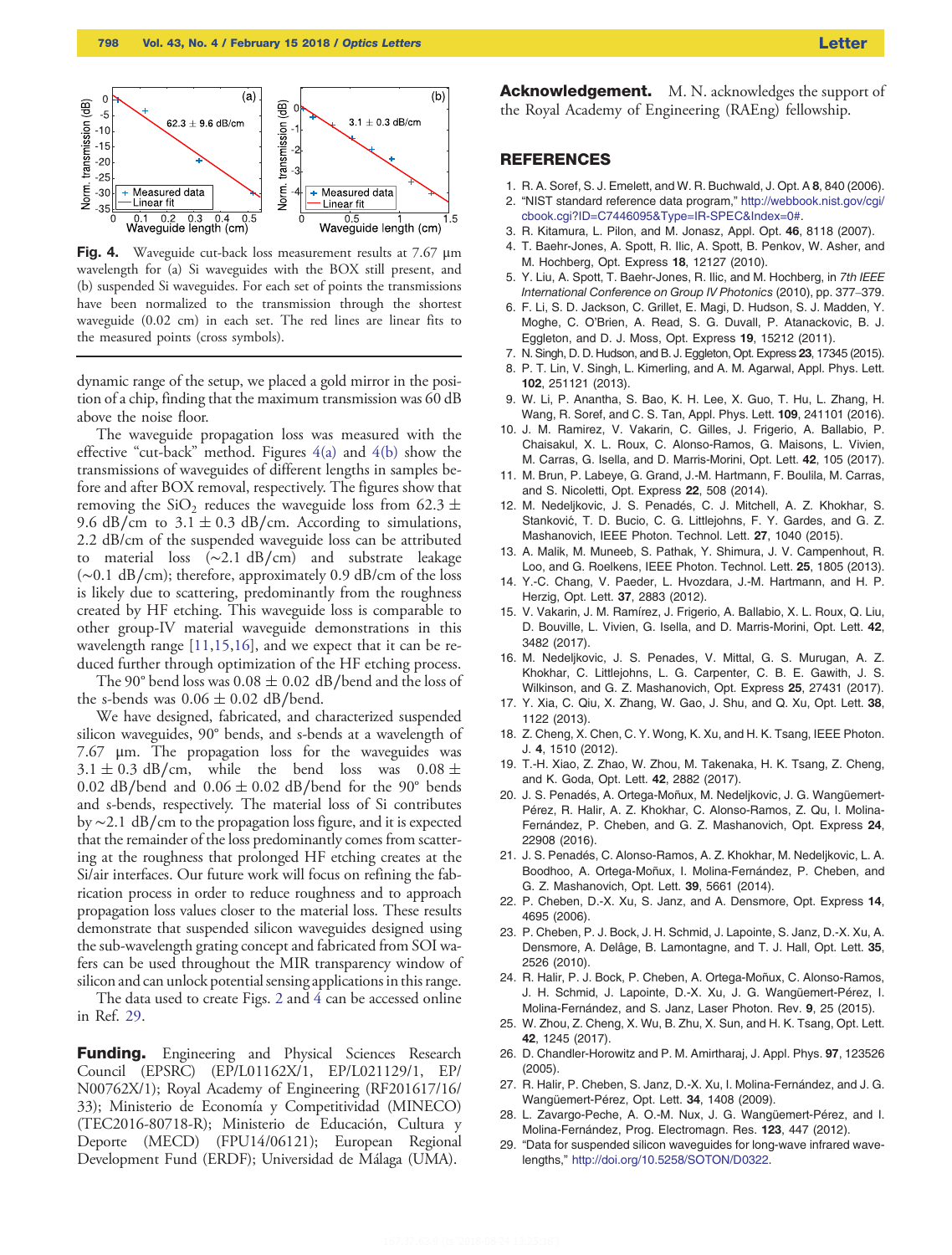(a)

0
-5
-10
-15
-20
-25
-30
-35

Norm. transmission (dB)

62.3 ± 9.6 dB/cm

+ Measured data
— Linear fit

0 0.1 0.2 0.3 0.4 0.5
Waveguide length (cm)

(b)

0
-1
-2
-3
-4

Norm. transmission (dB)

3.1 ± 0.3 dB/cm

+ Measured data
— Linear fit

0 0.5 1 1.5
Waveguide length (cm)

**Fig. 4.** Waveguide cut-back loss measurement results at 7.67 μm wavelength for (a) Si waveguides with the BOX still present, and (b) suspended Si waveguides. For each set of points the transmissions have been normalized to the transmission through the shortest waveguide (0.02 cm) in each set. The red lines are linear fits to the measured points (cross symbols).

dynamic range of the setup, we placed a gold mirror in the position of a chip, finding that the maximum transmission was 60 dB above the noise floor.

The waveguide propagation loss was measured with the effective "cut-back" method. Figures 4(a) and 4(b) show the transmissions of waveguides of different lengths in samples before and after BOX removal, respectively. The figures show that removing the $SiO_2$ reduces the waveguide loss from $62.3 \pm 9.6$ dB/cm to $3.1 \pm 0.3$ dB/cm. According to simulations, 2.2 dB/cm of the suspended waveguide loss can be attributed to material loss (~2.1 dB/cm) and substrate leakage (~0.1 dB/cm); therefore, approximately 0.9 dB/cm of the loss is likely due to scattering, predominantly from the roughness created by HF etching. This waveguide loss is comparable to other group-IV material waveguide demonstrations in this wavelength range [11,15,16], and we expect that it can be reduced further through optimization of the HF etching process.

The 90° bend loss was $0.08 \pm 0.02$ dB/bend and the loss of the s-bends was $0.06 \pm 0.02$ dB/bend.

We have designed, fabricated, and characterized suspended silicon waveguides, 90° bends, and s-bends at a wavelength of 7.67 μm. The propagation loss for the waveguides was $3.1 \pm 0.3$ dB/cm, while the bend loss was $0.08 \pm 0.02$ dB/bend and $0.06 \pm 0.02$ dB/bend for the 90° bends and s-bends, respectively. The material loss of Si contributes by ~2.1 dB/cm to the propagation loss figure, and it is expected that the remainder of the loss predominantly comes from scattering at the roughness that prolonged HF etching creates at the Si/air interfaces. Our future work will focus on refining the fabrication process in order to reduce roughness and to approach propagation loss values closer to the material loss. These results demonstrate that suspended silicon waveguides designed using the sub-wavelength grating concept and fabricated from SOI wafers can be used throughout the MIR transparency window of silicon and can unlock potential sensing applications in this range.

The data used to create Figs. 2 and 4 can be accessed online in Ref. 29.

**Funding.** Engineering and Physical Sciences Research Council (EPSRC) (EP/L01162X/1, EP/L021129/1, EP/N00762X/1); Royal Academy of Engineering (RF201617/16/33); Ministerio de Economía y Competitividad (MINECO) (TEC2016-80718-R); Ministerio de Educación, Cultura y Deporte (MECD) (FPU14/06121); European Regional Development Fund (ERDF); Universidad de Málaga (UMA).

**Acknowledgement.** M. N. acknowledges the support of the Royal Academy of Engineering (RAEng) fellowship.

## REFERENCES

1. R. A. Soref, S. J. Emelett, and W. R. Buchwald, J. Opt. A **8**, 840 (2006).
2. "NIST standard reference data program," http://webbook.nist.gov/cgi/cbook.cgi?ID=C7446095&Type=IR-SPEC&Index=0#.
3. R. Kitamura, L. Pilon, and M. Jonasz, Appl. Opt. **46**, 8118 (2007).
4. T. Baehr-Jones, A. Spott, R. Ilic, A. Spott, B. Penkov, W. Asher, and M. Hochberg, Opt. Express **18**, 12127 (2010).
5. Y. Liu, A. Spott, T. Baehr-Jones, R. Ilic, and M. Hochberg, in *7th IEEE International Conference on Group IV Photonics* (2010), pp. 377–379.
6. F. Li, S. D. Jackson, C. Grillet, E. Magi, D. Hudson, S. J. Madden, Y. Moghe, C. O'Brien, A. Read, S. G. Duvall, P. Atanackovic, B. J. Eggleton, and D. J. Moss, Opt. Express **19**, 15212 (2011).
7. N. Singh, D. D. Hudson, and B. J. Eggleton, Opt. Express **23**, 17345 (2015).
8. P. T. Lin, V. Singh, L. Kimerling, and A. M. Agarwal, Appl. Phys. Lett. **102**, 251121 (2013).
9. W. Li, P. Anantha, S. Bao, K. H. Lee, X. Guo, T. Hu, L. Zhang, H. Wang, R. Soref, and C. S. Tan, Appl. Phys. Lett. **109**, 241101 (2016).
10. J. M. Ramirez, V. Vakarin, C. Gilles, J. Frigerio, A. Ballabio, P. Chaisakul, X. L. Roux, C. Alonso-Ramos, G. Maisons, L. Vivien, M. Carras, G. Isella, and D. Marris-Morini, Opt. Lett. **42**, 105 (2017).
11. M. Brun, P. Labeye, G. Grand, J.-M. Hartmann, F. Boulila, M. Carras, and S. Nicoletti, Opt. Express **22**, 508 (2014).
12. M. Nedeljkovic, J. S. Penadés, C. J. Mitchell, A. Z. Khokhar, S. Stanković, T. D. Bucio, C. G. Littlejohns, F. Y. Gardes, and G. Z. Mashanovich, IEEE Photon. Technol. Lett. **27**, 1040 (2015).
13. A. Malik, M. Muneeb, S. Pathak, Y. Shimura, J. V. Campenhout, R. Loo, and G. Roelkens, IEEE Photon. Technol. Lett. **25**, 1805 (2013).
14. Y.-C. Chang, V. Paeder, L. Hvozdara, J.-M. Hartmann, and H. P. Herzig, Opt. Lett. **37**, 2883 (2012).
15. V. Vakarin, J. M. Ramírez, J. Frigerio, A. Ballabio, X. L. Roux, Q. Liu, D. Bouville, L. Vivien, G. Isella, and D. Marris-Morini, Opt. Lett. **42**, 3482 (2017).
16. M. Nedeljkovic, J. S. Penades, V. Mittal, G. S. Murugan, A. Z. Khokhar, C. Littlejohns, L. G. Carpenter, C. B. E. Gawith, J. S. Wilkinson, and G. Z. Mashanovich, Opt. Express **25**, 27431 (2017).
17. Y. Xia, C. Qiu, X. Zhang, W. Gao, J. Shu, and Q. Xu, Opt. Lett. **38**, 1122 (2013).
18. Z. Cheng, X. Chen, C. Y. Wong, K. Xu, and H. K. Tsang, IEEE Photon. J. **4**, 1510 (2012).
19. T.-H. Xiao, Z. Zhao, W. Zhou, M. Takenaka, H. K. Tsang, Z. Cheng, and K. Goda, Opt. Lett. **42**, 2882 (2017).
20. J. S. Penadés, A. Ortega-Moñux, M. Nedeljkovic, J. G. Wangüemert-Pérez, R. Halir, A. Z. Khokhar, C. Alonso-Ramos, Z. Qu, I. Molina-Fernández, P. Cheben, and G. Z. Mashanovich, Opt. Express **24**, 22908 (2016).
21. J. S. Penadés, C. Alonso-Ramos, A. Z. Khokhar, M. Nedeljkovic, L. A. Boodhoo, A. Ortega-Moñux, I. Molina-Fernández, P. Cheben, and G. Z. Mashanovich, Opt. Lett. **39**, 5661 (2014).
22. P. Cheben, D.-X. Xu, S. Janz, and A. Densmore, Opt. Express **14**, 4695 (2006).
23. P. Cheben, P. J. Bock, J. H. Schmid, J. Lapointe, S. Janz, D.-X. Xu, A. Densmore, A. Delâge, B. Lamontagne, and T. J. Hall, Opt. Lett. **35**, 2526 (2010).
24. R. Halir, P. J. Bock, P. Cheben, A. Ortega-Moñux, C. Alonso-Ramos, J. H. Schmid, J. Lapointe, D.-X. Xu, J. G. Wangüemert-Pérez, I. Molina-Fernández, and S. Janz, Laser Photon. Rev. **9**, 25 (2015).
25. W. Zhou, Z. Cheng, X. Wu, B. Zhu, X. Sun, and H. K. Tsang, Opt. Lett. **42**, 1245 (2017).
26. D. Chandler-Horowitz and P. M. Amirtharaj, J. Appl. Phys. **97**, 123526 (2005).
27. R. Halir, P. Cheben, S. Janz, D.-X. Xu, I. Molina-Fernández, and J. G. Wangüemert-Pérez, Opt. Lett. **34**, 1408 (2009).
28. L. Zavargo-Peche, A. O.-M. Nux, J. G. Wangüemert-Pérez, and I. Molina-Fernández, Prog. Electromagn. Res. **123**, 447 (2012).
29. "Data for suspended silicon waveguides for long-wave infrared wavelengths," http://doi.org/10.5258/SOTON/D0322.